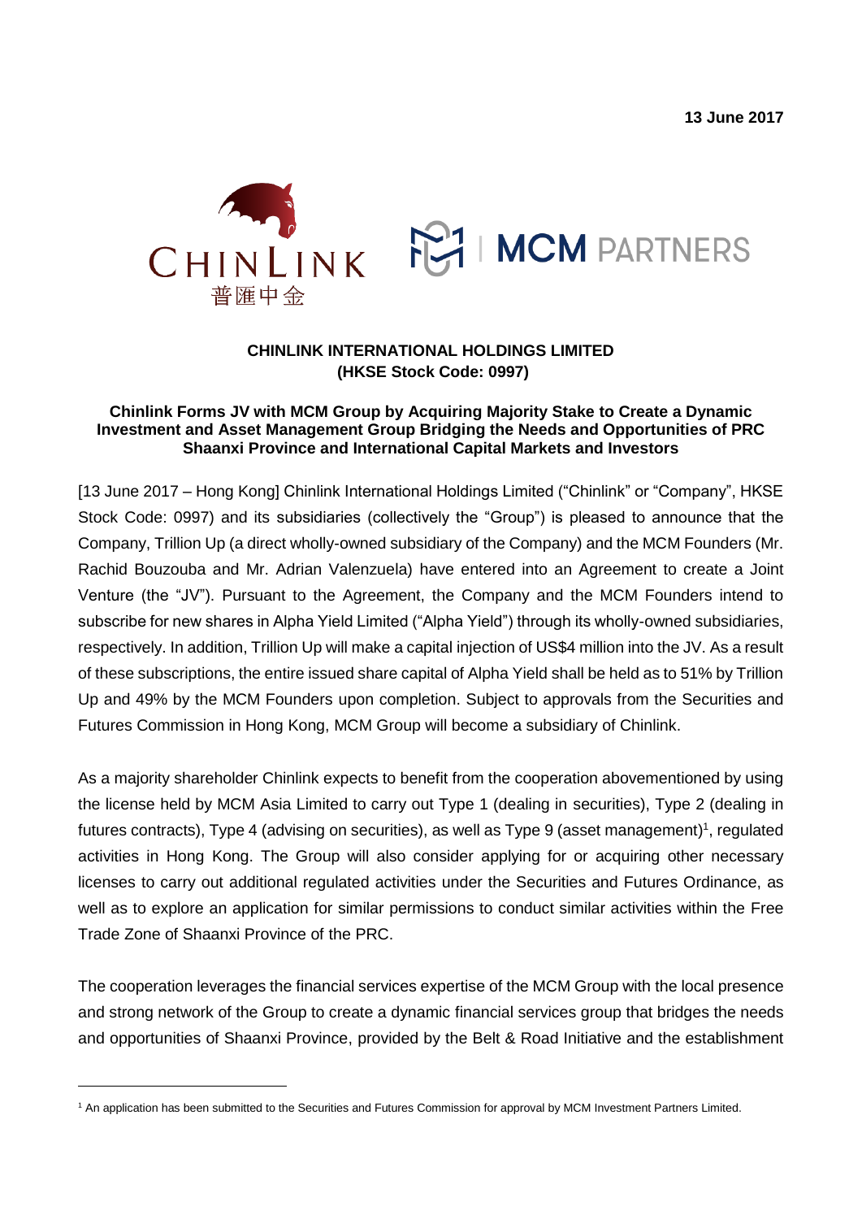**13 June 2017**

CHINLINK 普匯中金 | MCM PARTNERS

**CHINLINK INTERNATIONAL HOLDINGS LIMITED**
**(HKSE Stock Code: 0997)**

**Chinlink Forms JV with MCM Group by Acquiring Majority Stake to Create a Dynamic Investment and Asset Management Group Bridging the Needs and Opportunities of PRC Shaanxi Province and International Capital Markets and Investors**

[13 June 2017 – Hong Kong] Chinlink International Holdings Limited ("Chinlink" or "Company", HKSE Stock Code: 0997) and its subsidiaries (collectively the "Group") is pleased to announce that the Company, Trillion Up (a direct wholly-owned subsidiary of the Company) and the MCM Founders (Mr. Rachid Bouzouba and Mr. Adrian Valenzuela) have entered into an Agreement to create a Joint Venture (the "JV"). Pursuant to the Agreement, the Company and the MCM Founders intend to subscribe for new shares in Alpha Yield Limited ("Alpha Yield") through its wholly-owned subsidiaries, respectively. In addition, Trillion Up will make a capital injection of US$4 million into the JV. As a result of these subscriptions, the entire issued share capital of Alpha Yield shall be held as to 51% by Trillion Up and 49% by the MCM Founders upon completion. Subject to approvals from the Securities and Futures Commission in Hong Kong, MCM Group will become a subsidiary of Chinlink.

As a majority shareholder Chinlink expects to benefit from the cooperation abovementioned by using the license held by MCM Asia Limited to carry out Type 1 (dealing in securities), Type 2 (dealing in futures contracts), Type 4 (advising on securities), as well as Type 9 (asset management)[1], regulated activities in Hong Kong. The Group will also consider applying for or acquiring other necessary licenses to carry out additional regulated activities under the Securities and Futures Ordinance, as well as to explore an application for similar permissions to conduct similar activities within the Free Trade Zone of Shaanxi Province of the PRC.

The cooperation leverages the financial services expertise of the MCM Group with the local presence and strong network of the Group to create a dynamic financial services group that bridges the needs and opportunities of Shaanxi Province, provided by the Belt & Road Initiative and the establishment

[1] An application has been submitted to the Securities and Futures Commission for approval by MCM Investment Partners Limited.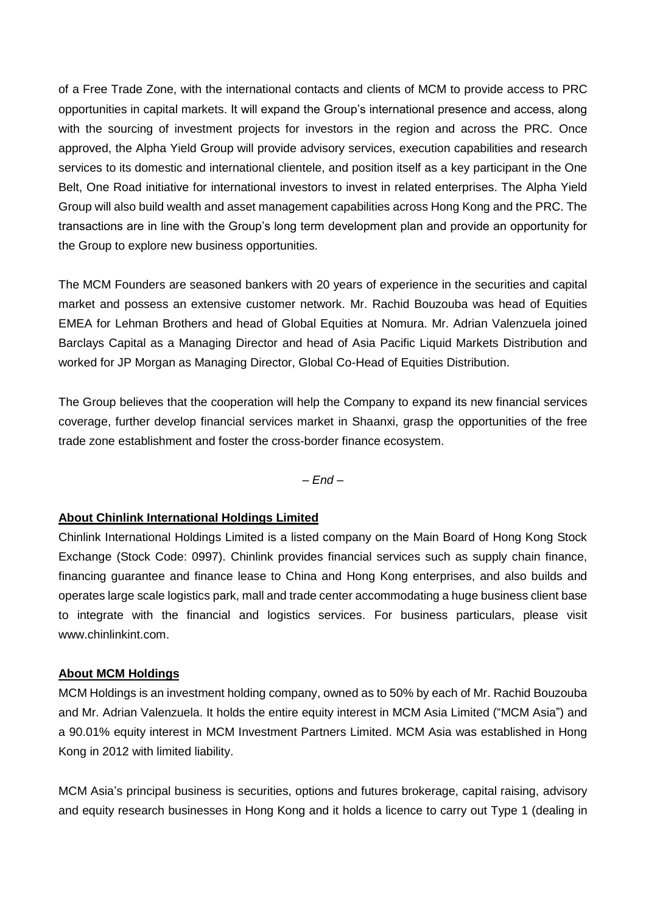of a Free Trade Zone, with the international contacts and clients of MCM to provide access to PRC opportunities in capital markets. It will expand the Group's international presence and access, along with the sourcing of investment projects for investors in the region and across the PRC. Once approved, the Alpha Yield Group will provide advisory services, execution capabilities and research services to its domestic and international clientele, and position itself as a key participant in the One Belt, One Road initiative for international investors to invest in related enterprises. The Alpha Yield Group will also build wealth and asset management capabilities across Hong Kong and the PRC. The transactions are in line with the Group's long term development plan and provide an opportunity for the Group to explore new business opportunities.

The MCM Founders are seasoned bankers with 20 years of experience in the securities and capital market and possess an extensive customer network. Mr. Rachid Bouzouba was head of Equities EMEA for Lehman Brothers and head of Global Equities at Nomura. Mr. Adrian Valenzuela joined Barclays Capital as a Managing Director and head of Asia Pacific Liquid Markets Distribution and worked for JP Morgan as Managing Director, Global Co-Head of Equities Distribution.

The Group believes that the cooperation will help the Company to expand its new financial services coverage, further develop financial services market in Shaanxi, grasp the opportunities of the free trade zone establishment and foster the cross-border finance ecosystem.

*– End –*

**About Chinlink International Holdings Limited**

Chinlink International Holdings Limited is a listed company on the Main Board of Hong Kong Stock Exchange (Stock Code: 0997). Chinlink provides financial services such as supply chain finance, financing guarantee and finance lease to China and Hong Kong enterprises, and also builds and operates large scale logistics park, mall and trade center accommodating a huge business client base to integrate with the financial and logistics services. For business particulars, please visit www.chinlinkint.com.

**About MCM Holdings**

MCM Holdings is an investment holding company, owned as to 50% by each of Mr. Rachid Bouzouba and Mr. Adrian Valenzuela. It holds the entire equity interest in MCM Asia Limited ("MCM Asia") and a 90.01% equity interest in MCM Investment Partners Limited. MCM Asia was established in Hong Kong in 2012 with limited liability.

MCM Asia's principal business is securities, options and futures brokerage, capital raising, advisory and equity research businesses in Hong Kong and it holds a licence to carry out Type 1 (dealing in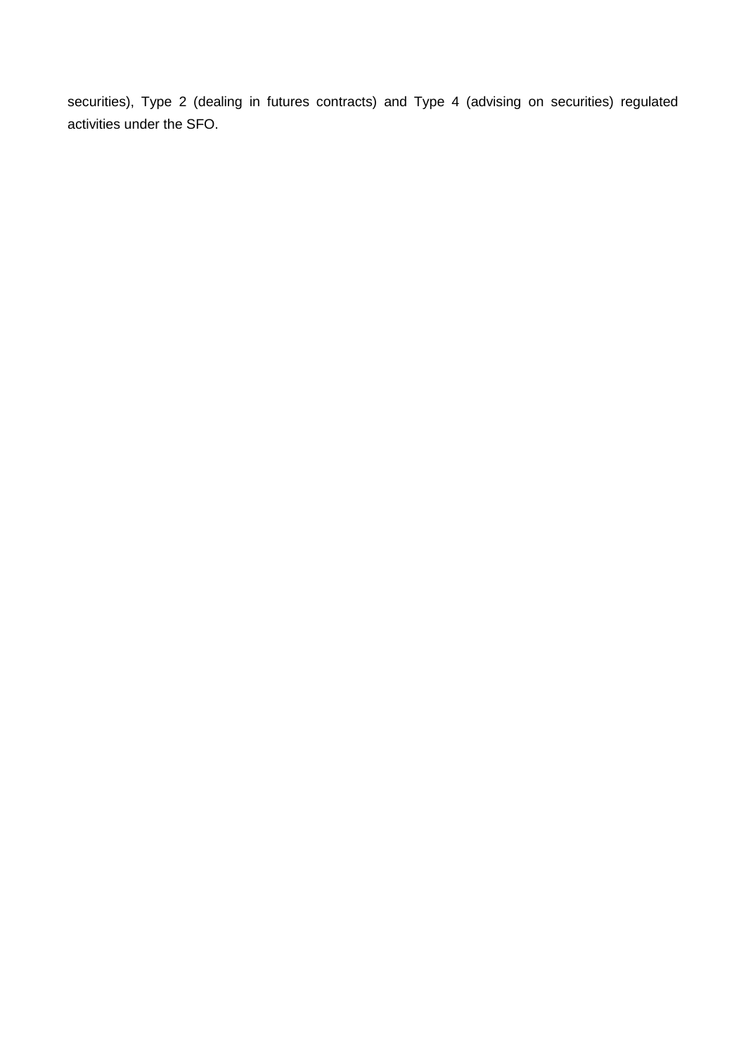securities), Type 2 (dealing in futures contracts) and Type 4 (advising on securities) regulated activities under the SFO.